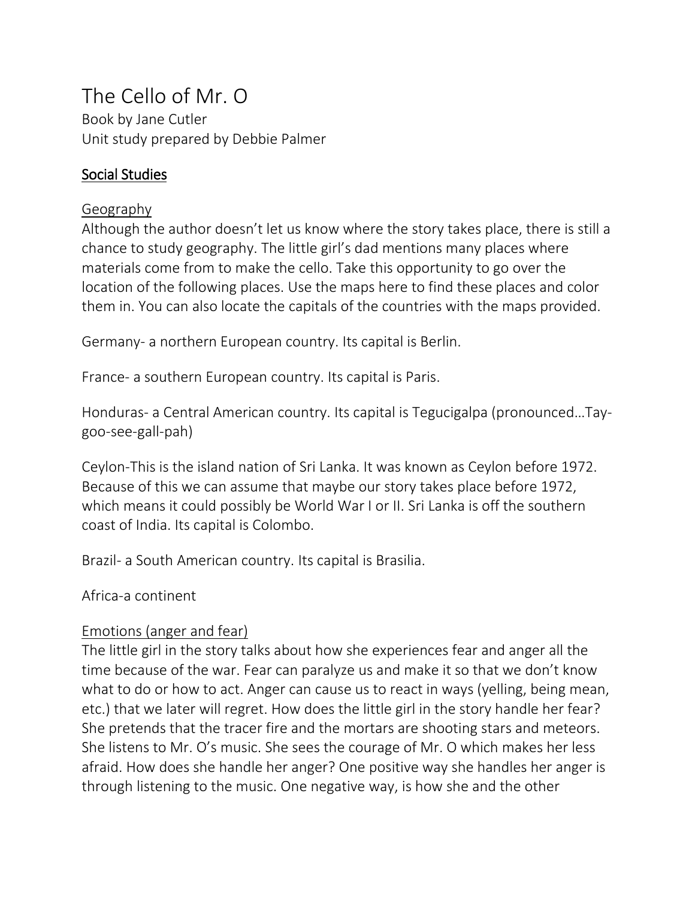# The Cello of Mr. O

Book by Jane Cutler
Unit study prepared by Debbie Palmer

## Social Studies

### Geography

Although the author doesn't let us know where the story takes place, there is still a chance to study geography. The little girl's dad mentions many places where materials come from to make the cello. Take this opportunity to go over the location of the following places. Use the maps here to find these places and color them in. You can also locate the capitals of the countries with the maps provided.

Germany- a northern European country. Its capital is Berlin.

France- a southern European country. Its capital is Paris.

Honduras- a Central American country. Its capital is Tegucigalpa (pronounced…Tay-goo-see-gall-pah)

Ceylon-This is the island nation of Sri Lanka. It was known as Ceylon before 1972. Because of this we can assume that maybe our story takes place before 1972, which means it could possibly be World War I or II. Sri Lanka is off the southern coast of India. Its capital is Colombo.

Brazil- a South American country. Its capital is Brasilia.

Africa-a continent

### Emotions (anger and fear)

The little girl in the story talks about how she experiences fear and anger all the time because of the war. Fear can paralyze us and make it so that we don't know what to do or how to act. Anger can cause us to react in ways (yelling, being mean, etc.) that we later will regret. How does the little girl in the story handle her fear? She pretends that the tracer fire and the mortars are shooting stars and meteors. She listens to Mr. O's music. She sees the courage of Mr. O which makes her less afraid. How does she handle her anger? One positive way she handles her anger is through listening to the music. One negative way, is how she and the other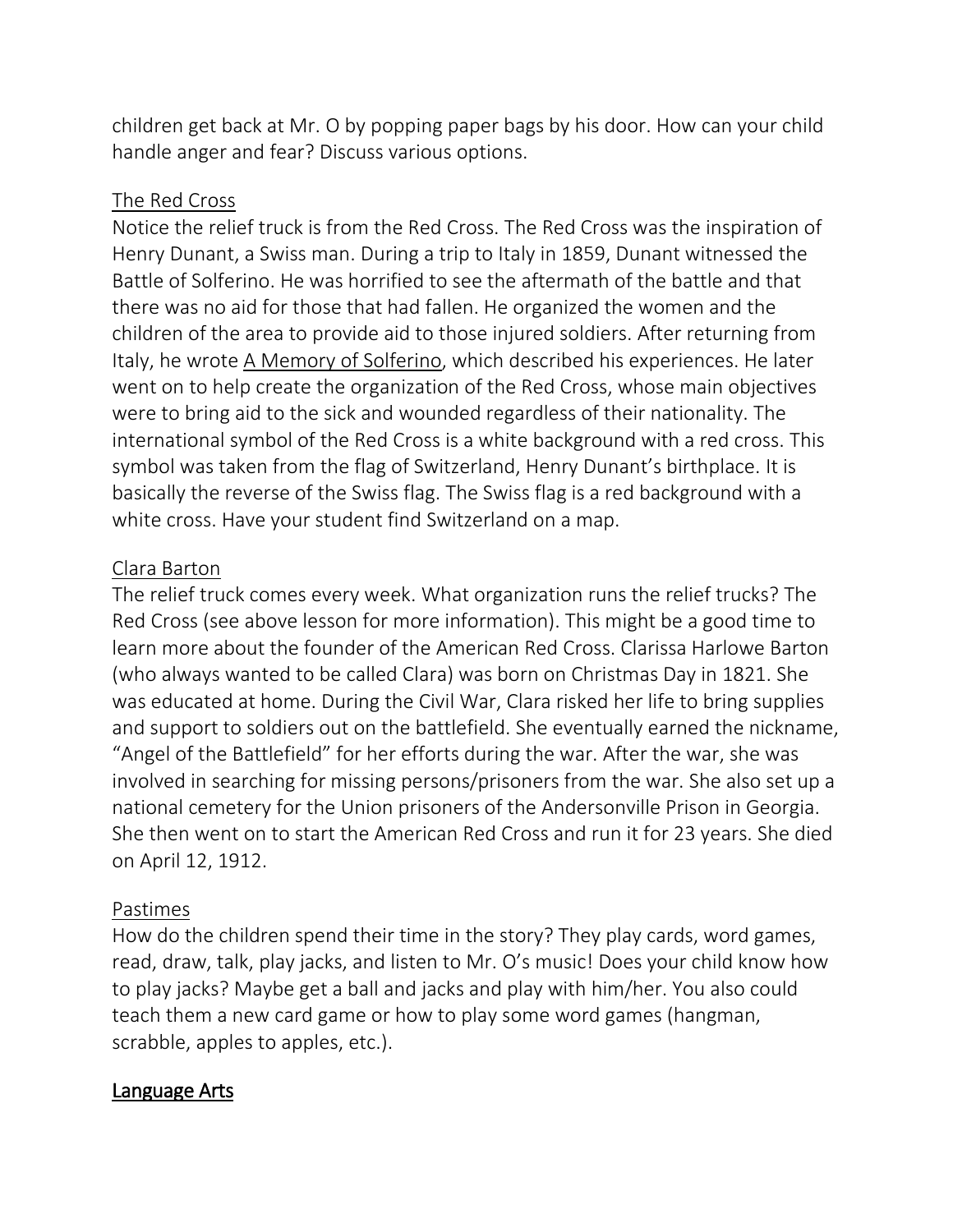children get back at Mr. O by popping paper bags by his door. How can your child handle anger and fear? Discuss various options.

The Red Cross

Notice the relief truck is from the Red Cross. The Red Cross was the inspiration of Henry Dunant, a Swiss man. During a trip to Italy in 1859, Dunant witnessed the Battle of Solferino. He was horrified to see the aftermath of the battle and that there was no aid for those that had fallen. He organized the women and the children of the area to provide aid to those injured soldiers. After returning from Italy, he wrote A Memory of Solferino, which described his experiences. He later went on to help create the organization of the Red Cross, whose main objectives were to bring aid to the sick and wounded regardless of their nationality. The international symbol of the Red Cross is a white background with a red cross. This symbol was taken from the flag of Switzerland, Henry Dunant's birthplace. It is basically the reverse of the Swiss flag. The Swiss flag is a red background with a white cross. Have your student find Switzerland on a map.

Clara Barton

The relief truck comes every week. What organization runs the relief trucks? The Red Cross (see above lesson for more information). This might be a good time to learn more about the founder of the American Red Cross. Clarissa Harlowe Barton (who always wanted to be called Clara) was born on Christmas Day in 1821. She was educated at home. During the Civil War, Clara risked her life to bring supplies and support to soldiers out on the battlefield. She eventually earned the nickname, "Angel of the Battlefield" for her efforts during the war. After the war, she was involved in searching for missing persons/prisoners from the war. She also set up a national cemetery for the Union prisoners of the Andersonville Prison in Georgia. She then went on to start the American Red Cross and run it for 23 years. She died on April 12, 1912.

Pastimes

How do the children spend their time in the story? They play cards, word games, read, draw, talk, play jacks, and listen to Mr. O's music! Does your child know how to play jacks? Maybe get a ball and jacks and play with him/her. You also could teach them a new card game or how to play some word games (hangman, scrabble, apples to apples, etc.).

## Language Arts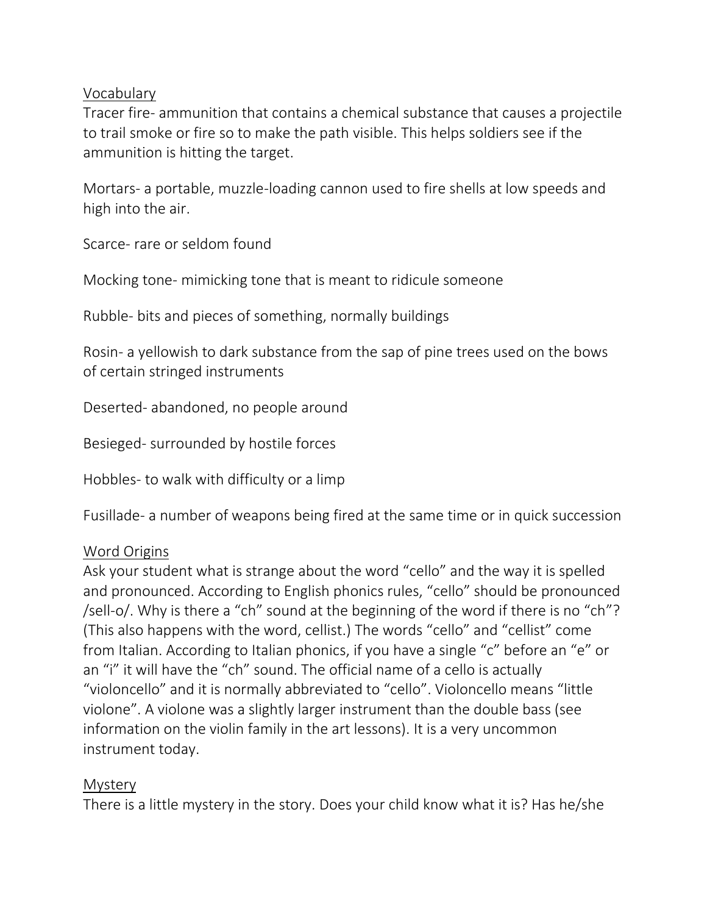## Vocabulary

Tracer fire- ammunition that contains a chemical substance that causes a projectile to trail smoke or fire so to make the path visible. This helps soldiers see if the ammunition is hitting the target.

Mortars- a portable, muzzle-loading cannon used to fire shells at low speeds and high into the air.

Scarce- rare or seldom found

Mocking tone- mimicking tone that is meant to ridicule someone

Rubble- bits and pieces of something, normally buildings

Rosin- a yellowish to dark substance from the sap of pine trees used on the bows of certain stringed instruments

Deserted- abandoned, no people around

Besieged- surrounded by hostile forces

Hobbles- to walk with difficulty or a limp

Fusillade- a number of weapons being fired at the same time or in quick succession

## Word Origins

Ask your student what is strange about the word "cello" and the way it is spelled and pronounced. According to English phonics rules, "cello" should be pronounced /sell-o/. Why is there a "ch" sound at the beginning of the word if there is no "ch"? (This also happens with the word, cellist.) The words "cello" and "cellist" come from Italian. According to Italian phonics, if you have a single "c" before an "e" or an "i" it will have the "ch" sound. The official name of a cello is actually "violoncello" and it is normally abbreviated to "cello". Violoncello means "little violone". A violone was a slightly larger instrument than the double bass (see information on the violin family in the art lessons). It is a very uncommon instrument today.

## Mystery

There is a little mystery in the story. Does your child know what it is? Has he/she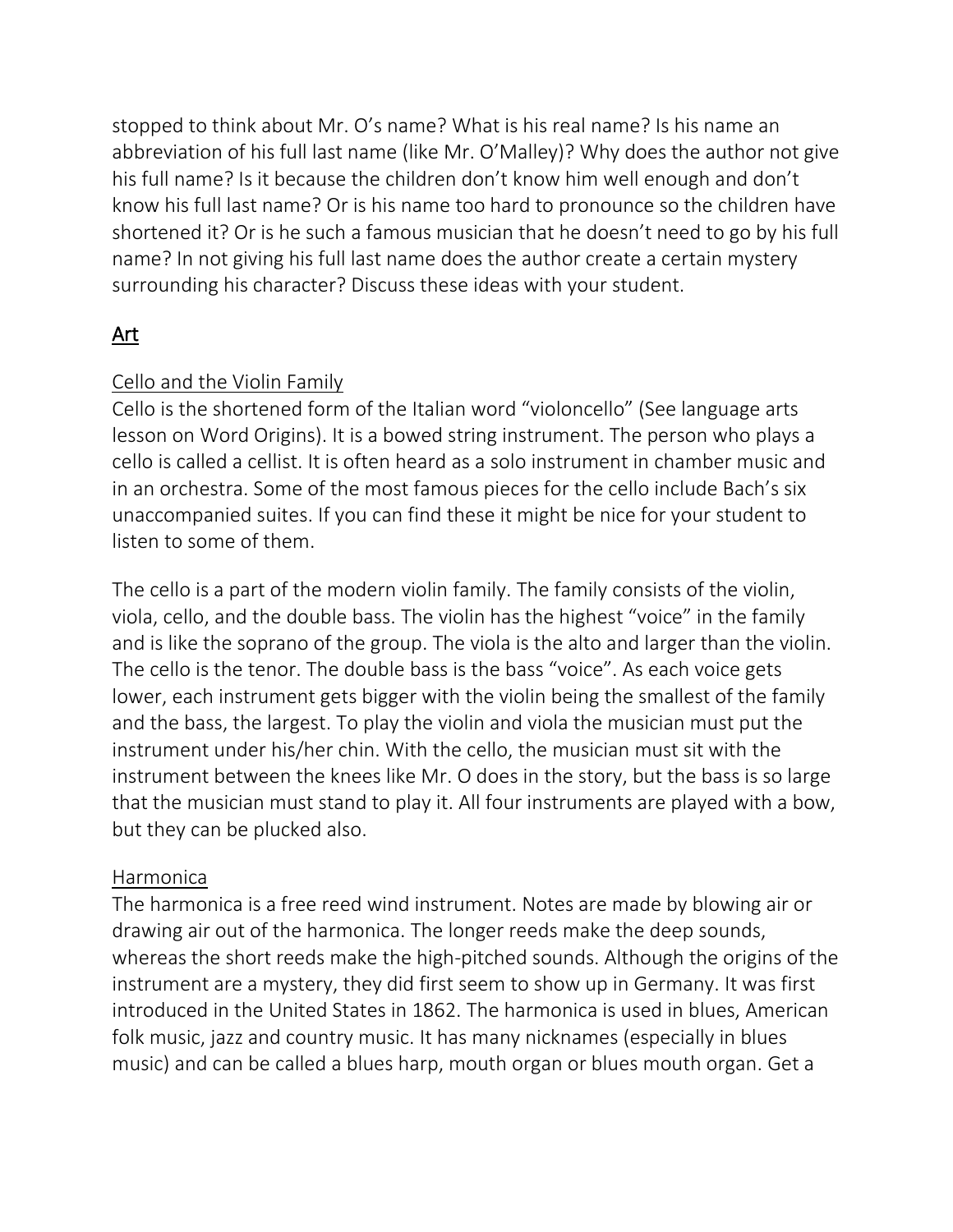stopped to think about Mr. O's name? What is his real name? Is his name an abbreviation of his full last name (like Mr. O'Malley)? Why does the author not give his full name? Is it because the children don't know him well enough and don't know his full last name? Or is his name too hard to pronounce so the children have shortened it? Or is he such a famous musician that he doesn't need to go by his full name? In not giving his full last name does the author create a certain mystery surrounding his character? Discuss these ideas with your student.

## Art

### Cello and the Violin Family

Cello is the shortened form of the Italian word "violoncello" (See language arts lesson on Word Origins). It is a bowed string instrument. The person who plays a cello is called a cellist. It is often heard as a solo instrument in chamber music and in an orchestra. Some of the most famous pieces for the cello include Bach's six unaccompanied suites. If you can find these it might be nice for your student to listen to some of them.

The cello is a part of the modern violin family. The family consists of the violin, viola, cello, and the double bass. The violin has the highest "voice" in the family and is like the soprano of the group. The viola is the alto and larger than the violin. The cello is the tenor. The double bass is the bass "voice". As each voice gets lower, each instrument gets bigger with the violin being the smallest of the family and the bass, the largest. To play the violin and viola the musician must put the instrument under his/her chin. With the cello, the musician must sit with the instrument between the knees like Mr. O does in the story, but the bass is so large that the musician must stand to play it. All four instruments are played with a bow, but they can be plucked also.

### Harmonica

The harmonica is a free reed wind instrument. Notes are made by blowing air or drawing air out of the harmonica. The longer reeds make the deep sounds, whereas the short reeds make the high-pitched sounds. Although the origins of the instrument are a mystery, they did first seem to show up in Germany. It was first introduced in the United States in 1862. The harmonica is used in blues, American folk music, jazz and country music. It has many nicknames (especially in blues music) and can be called a blues harp, mouth organ or blues mouth organ. Get a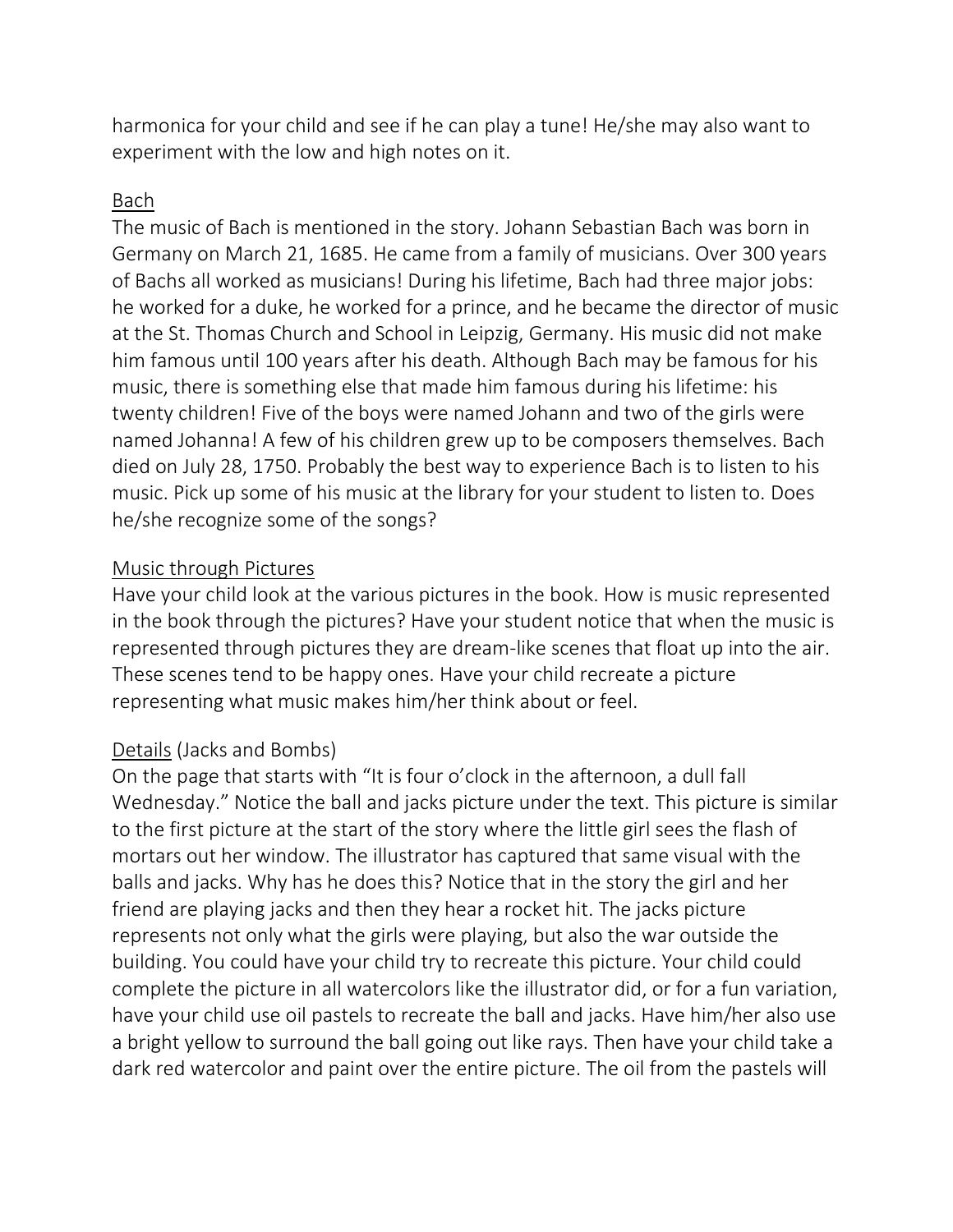harmonica for your child and see if he can play a tune! He/she may also want to experiment with the low and high notes on it.

<u>Bach</u>

The music of Bach is mentioned in the story. Johann Sebastian Bach was born in Germany on March 21, 1685. He came from a family of musicians. Over 300 years of Bachs all worked as musicians! During his lifetime, Bach had three major jobs: he worked for a duke, he worked for a prince, and he became the director of music at the St. Thomas Church and School in Leipzig, Germany. His music did not make him famous until 100 years after his death. Although Bach may be famous for his music, there is something else that made him famous during his lifetime: his twenty children! Five of the boys were named Johann and two of the girls were named Johanna! A few of his children grew up to be composers themselves. Bach died on July 28, 1750. Probably the best way to experience Bach is to listen to his music. Pick up some of his music at the library for your student to listen to. Does he/she recognize some of the songs?

<u>Music through Pictures</u>

Have your child look at the various pictures in the book. How is music represented in the book through the pictures? Have your student notice that when the music is represented through pictures they are dream-like scenes that float up into the air. These scenes tend to be happy ones. Have your child recreate a picture representing what music makes him/her think about or feel.

<u>Details</u> (Jacks and Bombs)

On the page that starts with "It is four o'clock in the afternoon, a dull fall Wednesday." Notice the ball and jacks picture under the text. This picture is similar to the first picture at the start of the story where the little girl sees the flash of mortars out her window. The illustrator has captured that same visual with the balls and jacks. Why has he does this? Notice that in the story the girl and her friend are playing jacks and then they hear a rocket hit. The jacks picture represents not only what the girls were playing, but also the war outside the building. You could have your child try to recreate this picture. Your child could complete the picture in all watercolors like the illustrator did, or for a fun variation, have your child use oil pastels to recreate the ball and jacks. Have him/her also use a bright yellow to surround the ball going out like rays. Then have your child take a dark red watercolor and paint over the entire picture. The oil from the pastels will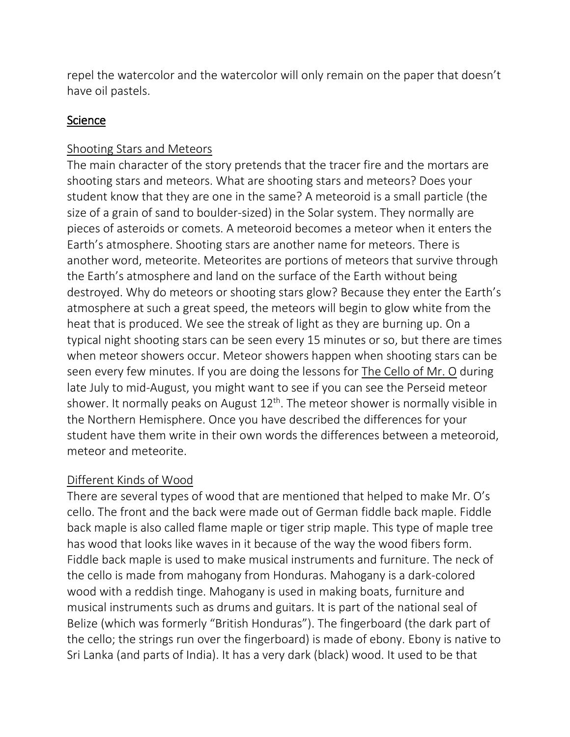repel the watercolor and the watercolor will only remain on the paper that doesn't have oil pastels.

## Science

### Shooting Stars and Meteors

The main character of the story pretends that the tracer fire and the mortars are shooting stars and meteors. What are shooting stars and meteors? Does your student know that they are one in the same? A meteoroid is a small particle (the size of a grain of sand to boulder-sized) in the Solar system. They normally are pieces of asteroids or comets. A meteoroid becomes a meteor when it enters the Earth's atmosphere. Shooting stars are another name for meteors. There is another word, meteorite. Meteorites are portions of meteors that survive through the Earth's atmosphere and land on the surface of the Earth without being destroyed. Why do meteors or shooting stars glow? Because they enter the Earth's atmosphere at such a great speed, the meteors will begin to glow white from the heat that is produced. We see the streak of light as they are burning up. On a typical night shooting stars can be seen every 15 minutes or so, but there are times when meteor showers occur. Meteor showers happen when shooting stars can be seen every few minutes. If you are doing the lessons for The Cello of Mr. O during late July to mid-August, you might want to see if you can see the Perseid meteor shower. It normally peaks on August 12th. The meteor shower is normally visible in the Northern Hemisphere. Once you have described the differences for your student have them write in their own words the differences between a meteoroid, meteor and meteorite.

### Different Kinds of Wood

There are several types of wood that are mentioned that helped to make Mr. O's cello. The front and the back were made out of German fiddle back maple. Fiddle back maple is also called flame maple or tiger strip maple. This type of maple tree has wood that looks like waves in it because of the way the wood fibers form. Fiddle back maple is used to make musical instruments and furniture. The neck of the cello is made from mahogany from Honduras. Mahogany is a dark-colored wood with a reddish tinge. Mahogany is used in making boats, furniture and musical instruments such as drums and guitars. It is part of the national seal of Belize (which was formerly "British Honduras"). The fingerboard (the dark part of the cello; the strings run over the fingerboard) is made of ebony. Ebony is native to Sri Lanka (and parts of India). It has a very dark (black) wood. It used to be that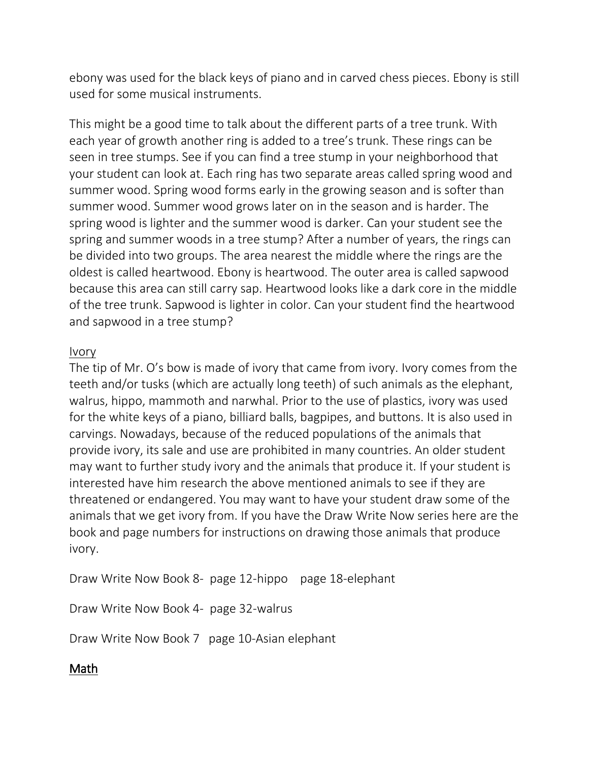ebony was used for the black keys of piano and in carved chess pieces. Ebony is still used for some musical instruments.

This might be a good time to talk about the different parts of a tree trunk. With each year of growth another ring is added to a tree's trunk. These rings can be seen in tree stumps. See if you can find a tree stump in your neighborhood that your student can look at. Each ring has two separate areas called spring wood and summer wood. Spring wood forms early in the growing season and is softer than summer wood. Summer wood grows later on in the season and is harder. The spring wood is lighter and the summer wood is darker. Can your student see the spring and summer woods in a tree stump? After a number of years, the rings can be divided into two groups. The area nearest the middle where the rings are the oldest is called heartwood. Ebony is heartwood. The outer area is called sapwood because this area can still carry sap. Heartwood looks like a dark core in the middle of the tree trunk. Sapwood is lighter in color. Can your student find the heartwood and sapwood in a tree stump?

<u>Ivory</u>

The tip of Mr. O's bow is made of ivory that came from ivory. Ivory comes from the teeth and/or tusks (which are actually long teeth) of such animals as the elephant, walrus, hippo, mammoth and narwhal. Prior to the use of plastics, ivory was used for the white keys of a piano, billiard balls, bagpipes, and buttons. It is also used in carvings. Nowadays, because of the reduced populations of the animals that provide ivory, its sale and use are prohibited in many countries. An older student may want to further study ivory and the animals that produce it. If your student is interested have him research the above mentioned animals to see if they are threatened or endangered. You may want to have your student draw some of the animals that we get ivory from. If you have the Draw Write Now series here are the book and page numbers for instructions on drawing those animals that produce ivory.

Draw Write Now Book 8- page 12-hippo page 18-elephant

Draw Write Now Book 4- page 32-walrus

Draw Write Now Book 7 page 10-Asian elephant

## <u>Math</u>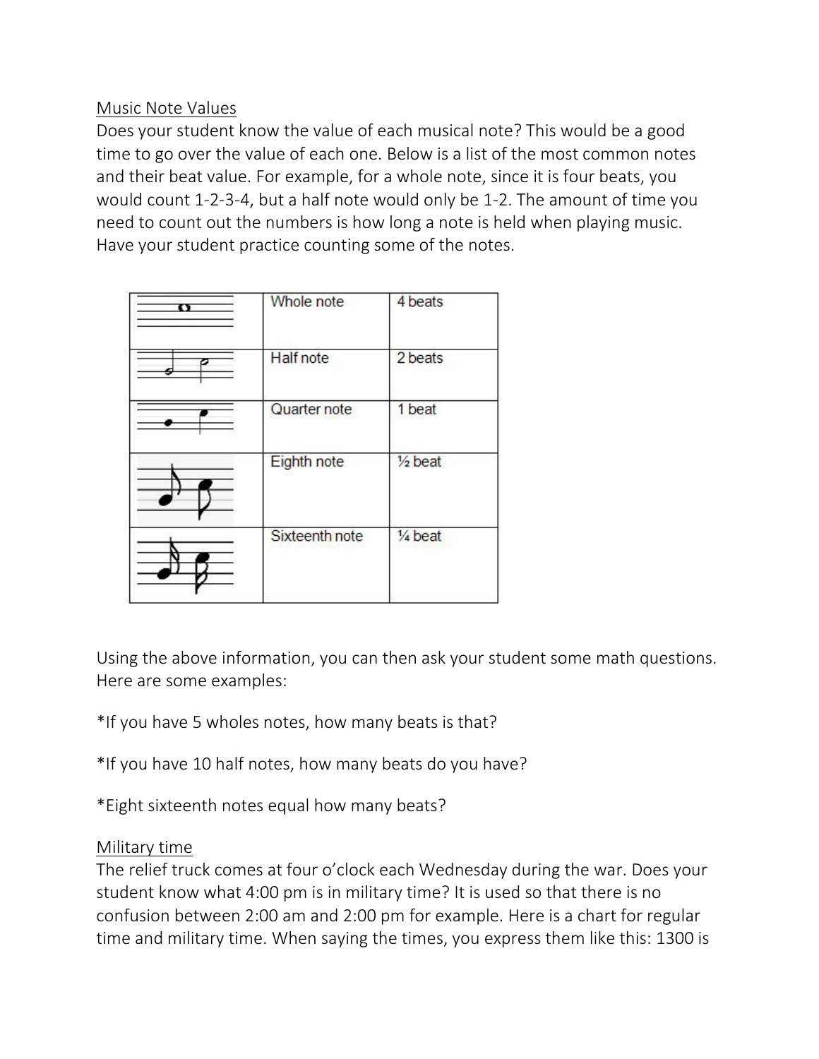Music Note Values

Does your student know the value of each musical note? This would be a good time to go over the value of each one. Below is a list of the most common notes and their beat value. For example, for a whole note, since it is four beats, you would count 1-2-3-4, but a half note would only be 1-2. The amount of time you need to count out the numbers is how long a note is held when playing music. Have your student practice counting some of the notes.

| | | |
|---|---|---|
| | Whole note | 4 beats |
| | Half note | 2 beats |
| | Quarter note | 1 beat |
| | Eighth note | ½ beat |
| | Sixteenth note | ¼ beat |

Using the above information, you can then ask your student some math questions. Here are some examples:

*If you have 5 wholes notes, how many beats is that?

*If you have 10 half notes, how many beats do you have?

*Eight sixteenth notes equal how many beats?

Military time

The relief truck comes at four o'clock each Wednesday during the war. Does your student know what 4:00 pm is in military time? It is used so that there is no confusion between 2:00 am and 2:00 pm for example. Here is a chart for regular time and military time. When saying the times, you express them like this: 1300 is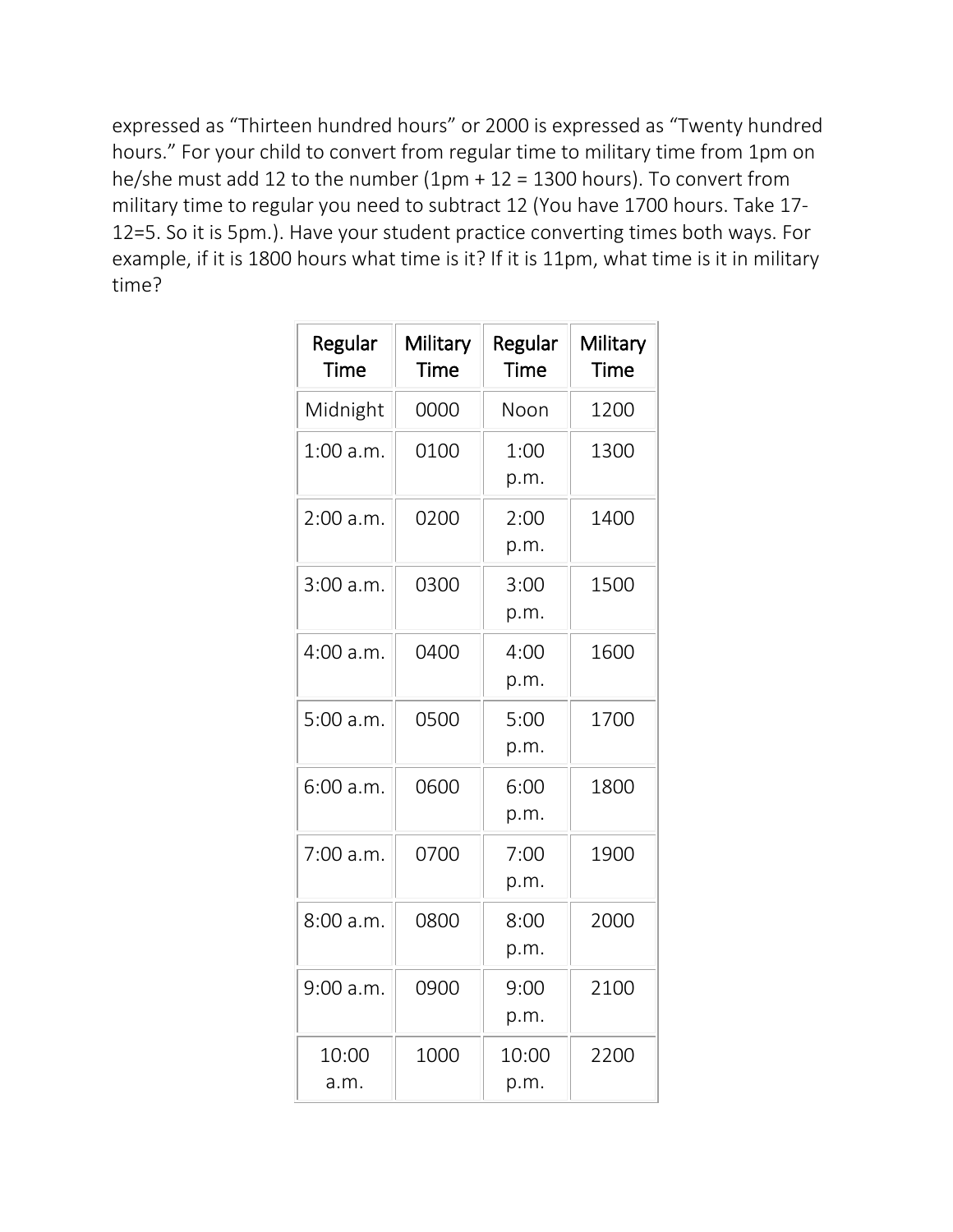expressed as “Thirteen hundred hours” or 2000 is expressed as “Twenty hundred hours.” For your child to convert from regular time to military time from 1pm on he/she must add 12 to the number (1pm + 12 = 1300 hours). To convert from military time to regular you need to subtract 12 (You have 1700 hours. Take 17-12=5. So it is 5pm.). Have your student practice converting times both ways. For example, if it is 1800 hours what time is it? If it is 11pm, what time is it in military time?

| Regular Time | Military Time | Regular Time | Military Time |
|---|---|---|---|
| Midnight | 0000 | Noon | 1200 |
| 1:00 a.m. | 0100 | 1:00 p.m. | 1300 |
| 2:00 a.m. | 0200 | 2:00 p.m. | 1400 |
| 3:00 a.m. | 0300 | 3:00 p.m. | 1500 |
| 4:00 a.m. | 0400 | 4:00 p.m. | 1600 |
| 5:00 a.m. | 0500 | 5:00 p.m. | 1700 |
| 6:00 a.m. | 0600 | 6:00 p.m. | 1800 |
| 7:00 a.m. | 0700 | 7:00 p.m. | 1900 |
| 8:00 a.m. | 0800 | 8:00 p.m. | 2000 |
| 9:00 a.m. | 0900 | 9:00 p.m. | 2100 |
| 10:00 a.m. | 1000 | 10:00 p.m. | 2200 |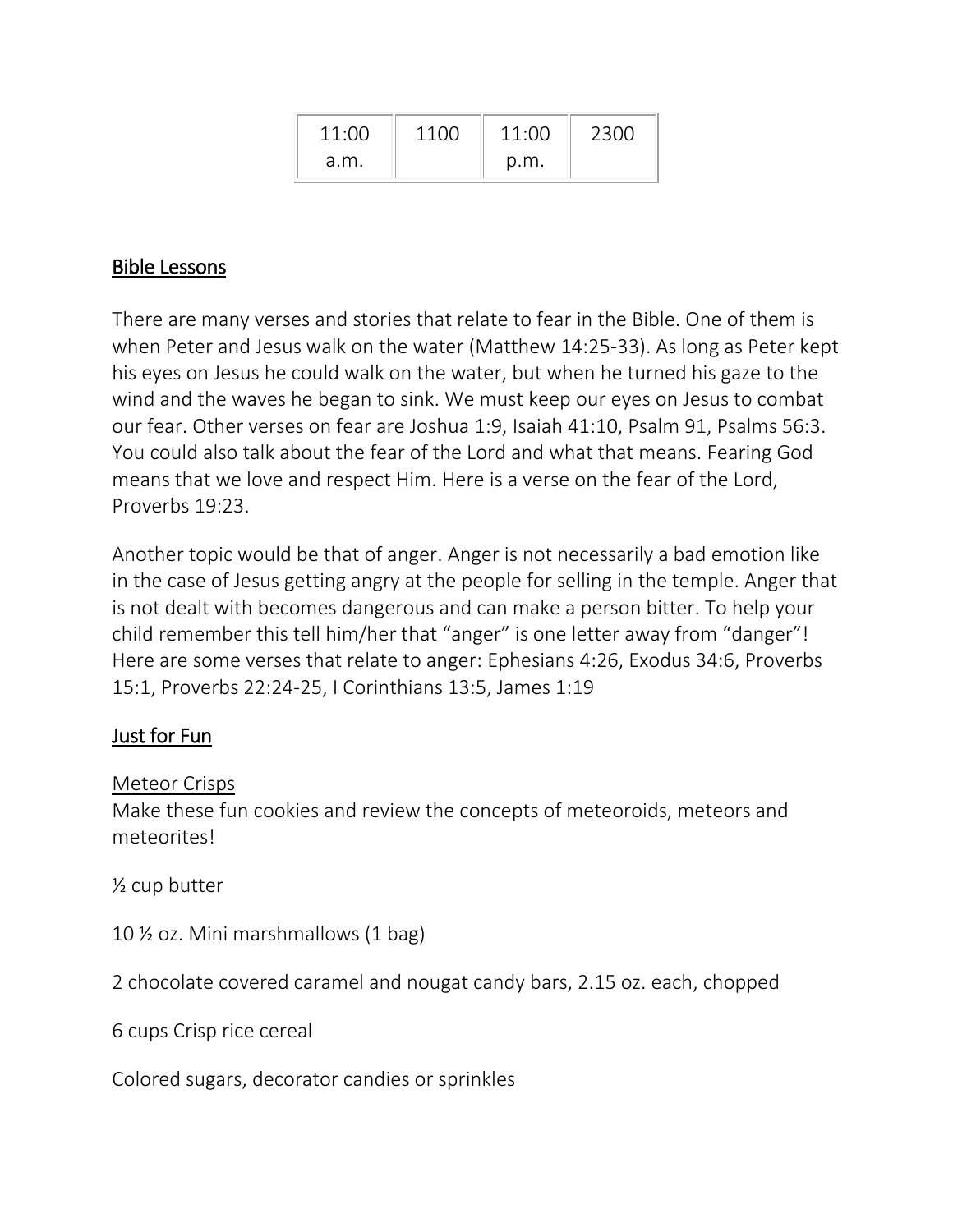| 11:00 a.m. | 1100 | 11:00 p.m. | 2300 |
|---|---|---|---|

## Bible Lessons

There are many verses and stories that relate to fear in the Bible. One of them is when Peter and Jesus walk on the water (Matthew 14:25-33). As long as Peter kept his eyes on Jesus he could walk on the water, but when he turned his gaze to the wind and the waves he began to sink. We must keep our eyes on Jesus to combat our fear. Other verses on fear are Joshua 1:9, Isaiah 41:10, Psalm 91, Psalms 56:3. You could also talk about the fear of the Lord and what that means. Fearing God means that we love and respect Him. Here is a verse on the fear of the Lord, Proverbs 19:23.

Another topic would be that of anger. Anger is not necessarily a bad emotion like in the case of Jesus getting angry at the people for selling in the temple. Anger that is not dealt with becomes dangerous and can make a person bitter. To help your child remember this tell him/her that "anger" is one letter away from "danger"! Here are some verses that relate to anger: Ephesians 4:26, Exodus 34:6, Proverbs 15:1, Proverbs 22:24-25, I Corinthians 13:5, James 1:19

## Just for Fun

### Meteor Crisps

Make these fun cookies and review the concepts of meteoroids, meteors and meteorites!

½ cup butter

10 ½ oz. Mini marshmallows (1 bag)

2 chocolate covered caramel and nougat candy bars, 2.15 oz. each, chopped

6 cups Crisp rice cereal

Colored sugars, decorator candies or sprinkles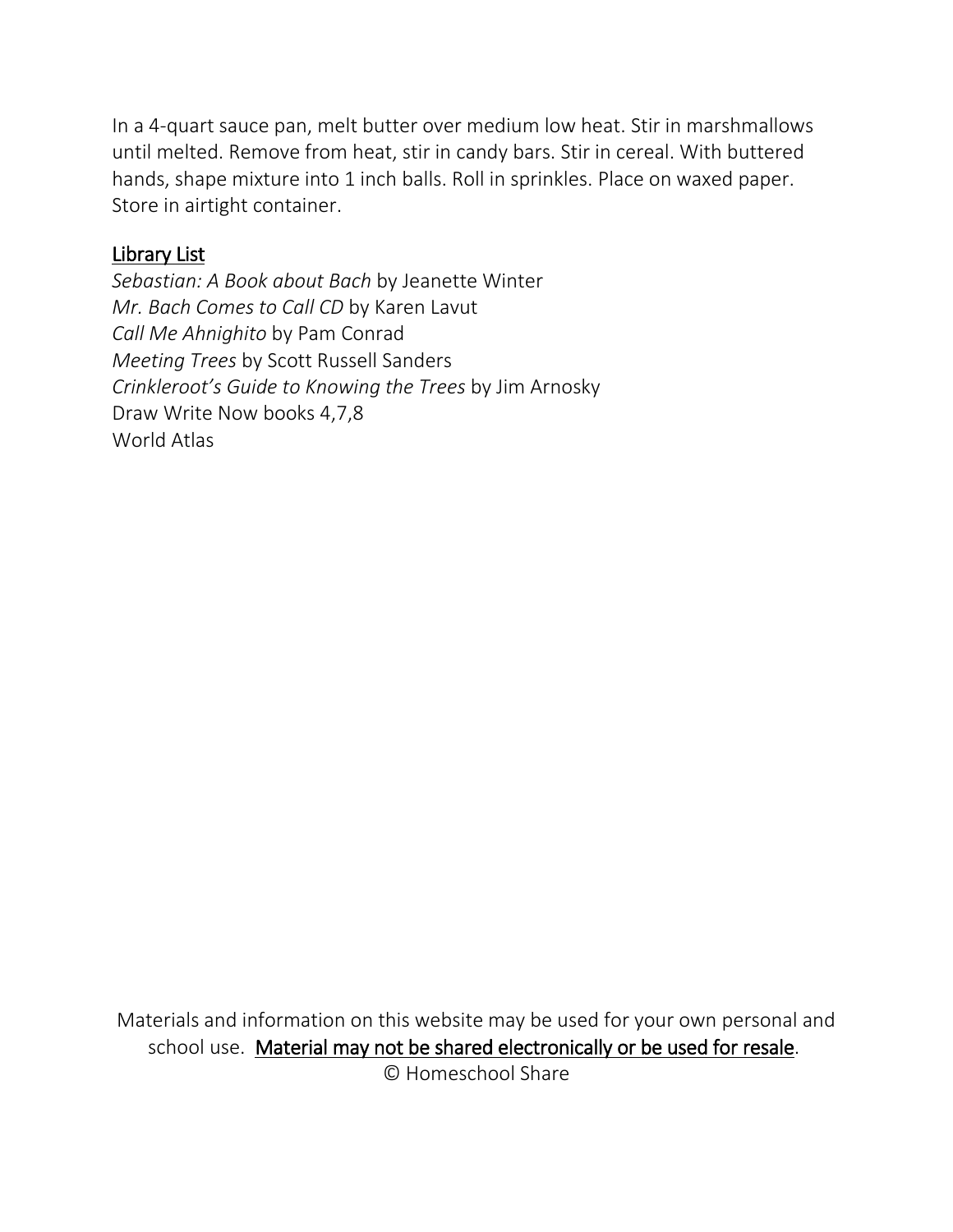In a 4-quart sauce pan, melt butter over medium low heat. Stir in marshmallows until melted. Remove from heat, stir in candy bars. Stir in cereal. With buttered hands, shape mixture into 1 inch balls. Roll in sprinkles. Place on waxed paper. Store in airtight container.

## Library List

*Sebastian: A Book about Bach* by Jeanette Winter  
*Mr. Bach Comes to Call CD* by Karen Lavut  
*Call Me Ahnighito* by Pam Conrad  
*Meeting Trees* by Scott Russell Sanders  
*Crinkleroot's Guide to Knowing the Trees* by Jim Arnosky  
Draw Write Now books 4,7,8  
World Atlas

Materials and information on this website may be used for your own personal and school use. Material may not be shared electronically or be used for resale.  
© Homeschool Share